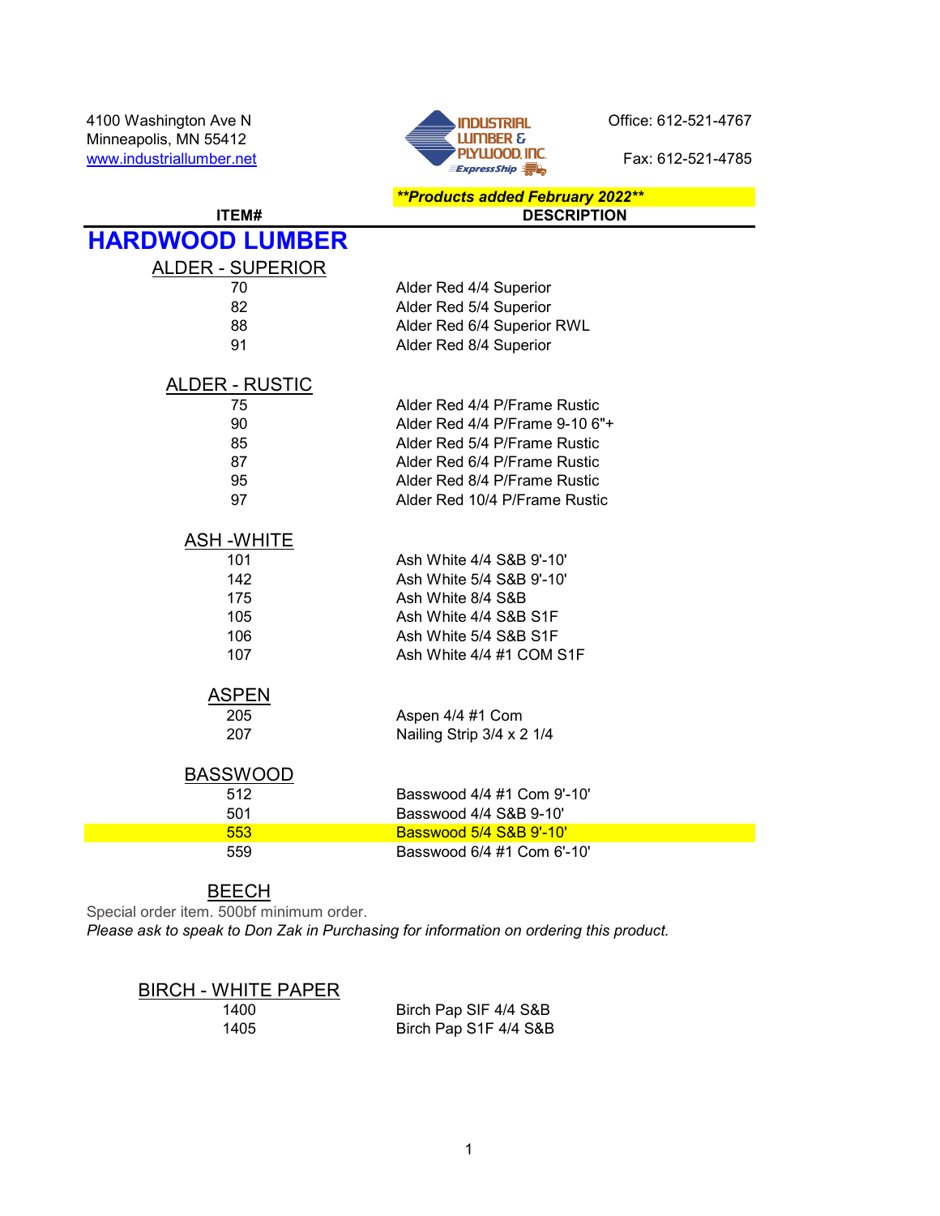4100 Washington Ave N
Minneapolis, MN 55412
www.industriallumber.net

INDUSTRIAL LUMBER & PLYWOOD, INC. ExpressShip

Office: 612-521-4767

Fax: 612-521-4785

***Products added February 2022***

| ITEM# | DESCRIPTION |
|---|---|

# HARDWOOD LUMBER

## ALDER - SUPERIOR

| ITEM# | DESCRIPTION |
|---|---|
| 70 | Alder Red 4/4 Superior |
| 82 | Alder Red 5/4 Superior |
| 88 | Alder Red 6/4 Superior RWL |
| 91 | Alder Red 8/4 Superior |

## ALDER - RUSTIC

| ITEM# | DESCRIPTION |
|---|---|
| 75 | Alder Red 4/4 P/Frame Rustic |
| 90 | Alder Red 4/4 P/Frame 9-10 6"+ |
| 85 | Alder Red 5/4 P/Frame Rustic |
| 87 | Alder Red 6/4 P/Frame Rustic |
| 95 | Alder Red 8/4 P/Frame Rustic |
| 97 | Alder Red 10/4 P/Frame Rustic |

## ASH -WHITE

| ITEM# | DESCRIPTION |
|---|---|
| 101 | Ash White 4/4 S&B 9'-10' |
| 142 | Ash White 5/4 S&B 9'-10' |
| 175 | Ash White 8/4 S&B |
| 105 | Ash White 4/4 S&B S1F |
| 106 | Ash White 5/4 S&B S1F |
| 107 | Ash White 4/4 #1 COM S1F |

## ASPEN

| ITEM# | DESCRIPTION |
|---|---|
| 205 | Aspen 4/4 #1 Com |
| 207 | Nailing Strip 3/4 x 2 1/4 |

## BASSWOOD

| ITEM# | DESCRIPTION |
|---|---|
| 512 | Basswood 4/4 #1 Com 9'-10' |
| 501 | Basswood 4/4 S&B 9-10' |
| 553 | Basswood 5/4 S&B 9'-10' |
| 559 | Basswood 6/4 #1 Com 6'-10' |

## BEECH

Special order item. 500bf minimum order.

*Please ask to speak to Don Zak in Purchasing for information on ordering this product.*

## BIRCH - WHITE PAPER

| ITEM# | DESCRIPTION |
|---|---|
| 1400 | Birch Pap SIF 4/4 S&B |
| 1405 | Birch Pap S1F 4/4 S&B |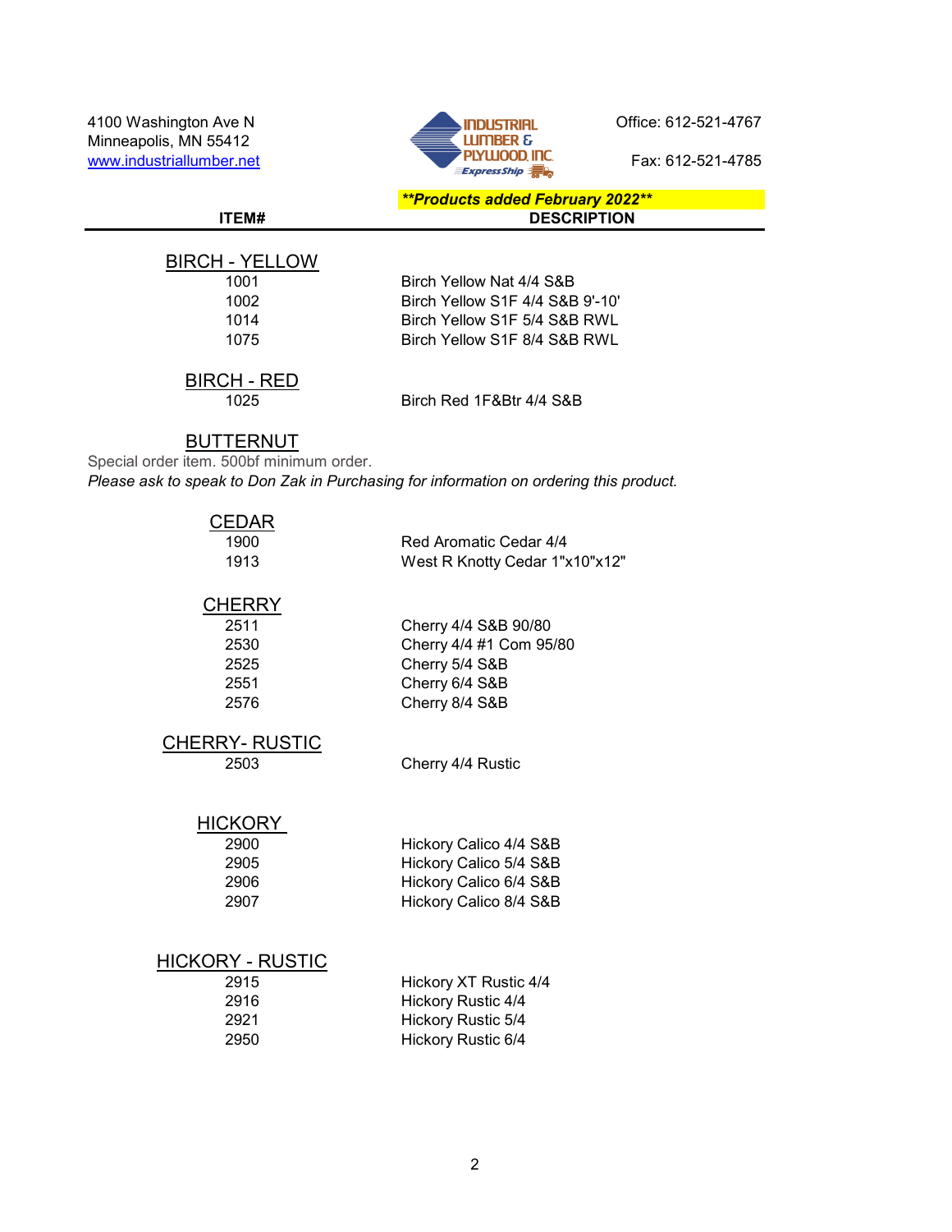4100 Washington Ave N
Minneapolis, MN 55412
www.industriallumber.net

INDUSTRIAL LUMBER & PLYWOOD, INC. ExpressShip

Office: 612-521-4767

Fax: 612-521-4785

***\*\*Products added February 2022\*\****

| ITEM# | DESCRIPTION |
|---|---|
| **BIRCH - YELLOW** | |
| 1001 | Birch Yellow Nat 4/4 S&B |
| 1002 | Birch Yellow S1F 4/4 S&B 9'-10' |
| 1014 | Birch Yellow S1F 5/4 S&B RWL |
| 1075 | Birch Yellow S1F 8/4 S&B RWL |
| **BIRCH - RED** | |
| 1025 | Birch Red 1F&Btr 4/4 S&B |

**BUTTERNUT**

Special order item. 500bf minimum order.

*Please ask to speak to Don Zak in Purchasing for information on ordering this product.*

| ITEM# | DESCRIPTION |
|---|---|
| **CEDAR** | |
| 1900 | Red Aromatic Cedar 4/4 |
| 1913 | West R Knotty Cedar 1"x10"x12" |
| **CHERRY** | |
| 2511 | Cherry 4/4 S&B 90/80 |
| 2530 | Cherry 4/4 #1 Com 95/80 |
| 2525 | Cherry 5/4 S&B |
| 2551 | Cherry 6/4 S&B |
| 2576 | Cherry 8/4 S&B |
| **CHERRY- RUSTIC** | |
| 2503 | Cherry 4/4 Rustic |
| **HICKORY** | |
| 2900 | Hickory Calico 4/4 S&B |
| 2905 | Hickory Calico 5/4 S&B |
| 2906 | Hickory Calico 6/4 S&B |
| 2907 | Hickory Calico 8/4 S&B |
| **HICKORY - RUSTIC** | |
| 2915 | Hickory XT Rustic 4/4 |
| 2916 | Hickory Rustic 4/4 |
| 2921 | Hickory Rustic 5/4 |
| 2950 | Hickory Rustic 6/4 |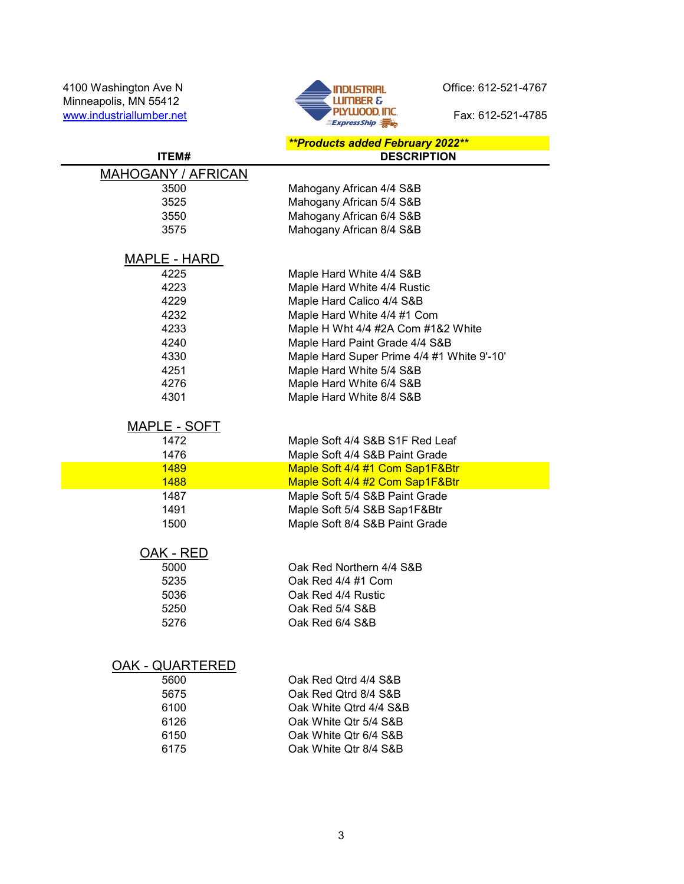4100 Washington Ave N
Minneapolis, MN 55412
www.industriallumber.net

INDUSTRIAL LUMBER & PLYWOOD, INC. ExpressShip

Office: 612-521-4767

Fax: 612-521-4785

***Products added February 2022***

| ITEM# | DESCRIPTION |
|---|---|
| **MAHOGANY / AFRICAN** | |
| 3500 | Mahogany African 4/4 S&B |
| 3525 | Mahogany African 5/4 S&B |
| 3550 | Mahogany African 6/4 S&B |
| 3575 | Mahogany African 8/4 S&B |
| **MAPLE - HARD** | |
| 4225 | Maple Hard White 4/4 S&B |
| 4223 | Maple Hard White 4/4 Rustic |
| 4229 | Maple Hard Calico 4/4 S&B |
| 4232 | Maple Hard White 4/4 #1 Com |
| 4233 | Maple H Wht 4/4 #2A Com #1&2 White |
| 4240 | Maple Hard Paint Grade 4/4 S&B |
| 4330 | Maple Hard Super Prime 4/4 #1 White 9'-10' |
| 4251 | Maple Hard White 5/4 S&B |
| 4276 | Maple Hard White 6/4 S&B |
| 4301 | Maple Hard White 8/4 S&B |
| **MAPLE - SOFT** | |
| 1472 | Maple Soft 4/4 S&B S1F Red Leaf |
| 1476 | Maple Soft 4/4 S&B Paint Grade |
| 1489 | Maple Soft 4/4 #1 Com Sap1F&Btr |
| 1488 | Maple Soft 4/4 #2 Com Sap1F&Btr |
| 1487 | Maple Soft 5/4 S&B Paint Grade |
| 1491 | Maple Soft 5/4 S&B Sap1F&Btr |
| 1500 | Maple Soft 8/4 S&B Paint Grade |
| **OAK - RED** | |
| 5000 | Oak Red Northern 4/4 S&B |
| 5235 | Oak Red 4/4 #1 Com |
| 5036 | Oak Red 4/4 Rustic |
| 5250 | Oak Red 5/4 S&B |
| 5276 | Oak Red 6/4 S&B |
| **OAK - QUARTERED** | |
| 5600 | Oak Red Qtrd 4/4 S&B |
| 5675 | Oak Red Qtrd 8/4 S&B |
| 6100 | Oak White Qtrd 4/4 S&B |
| 6126 | Oak White Qtr 5/4 S&B |
| 6150 | Oak White Qtr 6/4 S&B |
| 6175 | Oak White Qtr 8/4 S&B |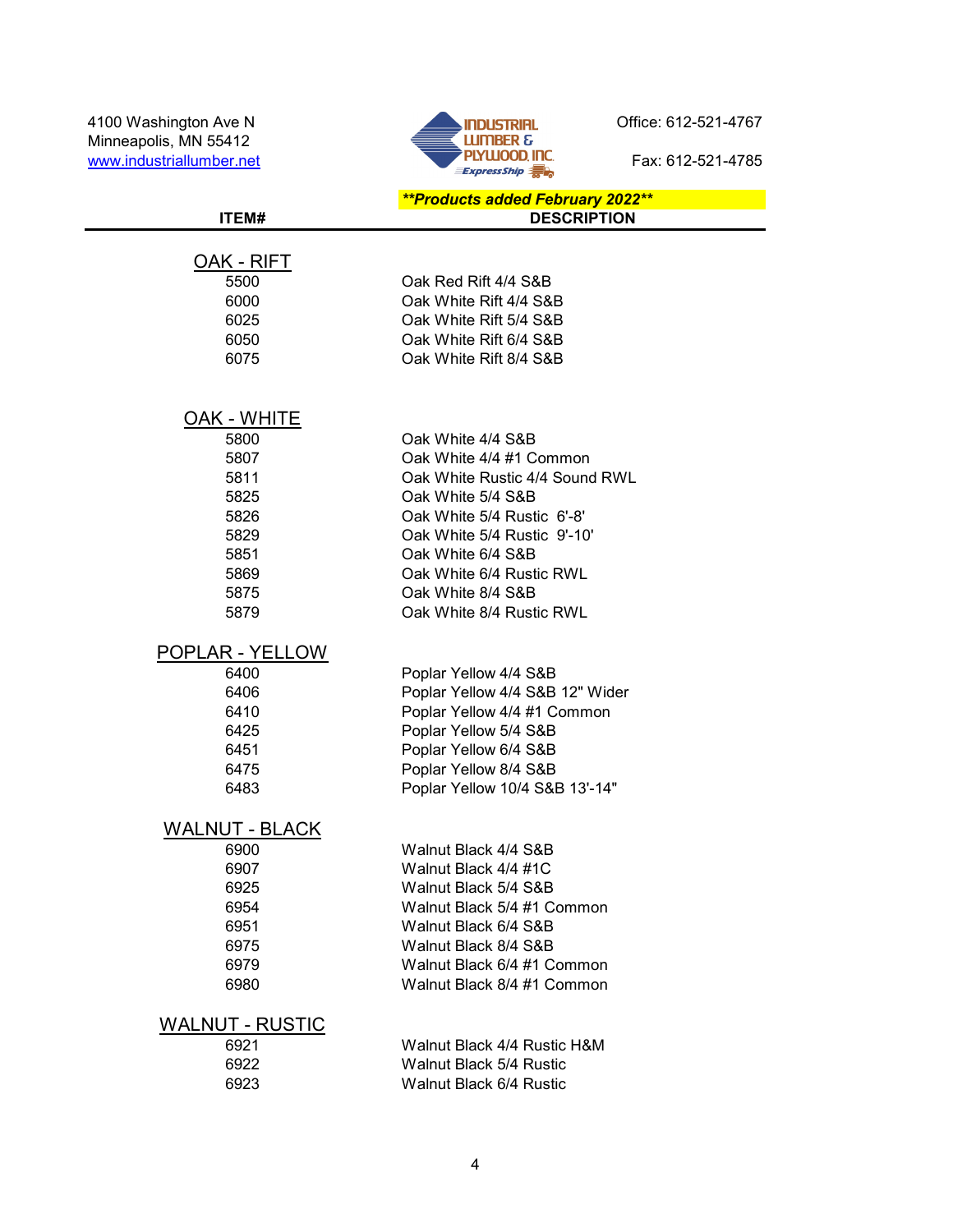4100 Washington Ave N
Minneapolis, MN 55412
www.industriallumber.net

INDUSTRIAL LUMBER & PLYWOOD, INC. ExpressShip

Office: 612-521-4767

Fax: 612-521-4785

***\*\*Products added February 2022\*\****

| ITEM# | DESCRIPTION |
|---|---|
| **OAK - RIFT** | |
| 5500 | Oak Red Rift 4/4 S&B |
| 6000 | Oak White Rift 4/4 S&B |
| 6025 | Oak White Rift 5/4 S&B |
| 6050 | Oak White Rift 6/4 S&B |
| 6075 | Oak White Rift 8/4 S&B |
| **OAK - WHITE** | |
| 5800 | Oak White 4/4 S&B |
| 5807 | Oak White 4/4 #1 Common |
| 5811 | Oak White Rustic 4/4 Sound RWL |
| 5825 | Oak White 5/4 S&B |
| 5826 | Oak White 5/4 Rustic 6'-8' |
| 5829 | Oak White 5/4 Rustic 9'-10' |
| 5851 | Oak White 6/4 S&B |
| 5869 | Oak White 6/4 Rustic RWL |
| 5875 | Oak White 8/4 S&B |
| 5879 | Oak White 8/4 Rustic RWL |
| **POPLAR - YELLOW** | |
| 6400 | Poplar Yellow 4/4 S&B |
| 6406 | Poplar Yellow 4/4 S&B 12" Wider |
| 6410 | Poplar Yellow 4/4 #1 Common |
| 6425 | Poplar Yellow 5/4 S&B |
| 6451 | Poplar Yellow 6/4 S&B |
| 6475 | Poplar Yellow 8/4 S&B |
| 6483 | Poplar Yellow 10/4 S&B 13'-14" |
| **WALNUT - BLACK** | |
| 6900 | Walnut Black 4/4 S&B |
| 6907 | Walnut Black 4/4 #1C |
| 6925 | Walnut Black 5/4 S&B |
| 6954 | Walnut Black 5/4 #1 Common |
| 6951 | Walnut Black 6/4 S&B |
| 6975 | Walnut Black 8/4 S&B |
| 6979 | Walnut Black 6/4 #1 Common |
| 6980 | Walnut Black 8/4 #1 Common |
| **WALNUT - RUSTIC** | |
| 6921 | Walnut Black 4/4 Rustic H&M |
| 6922 | Walnut Black 5/4 Rustic |
| 6923 | Walnut Black 6/4 Rustic |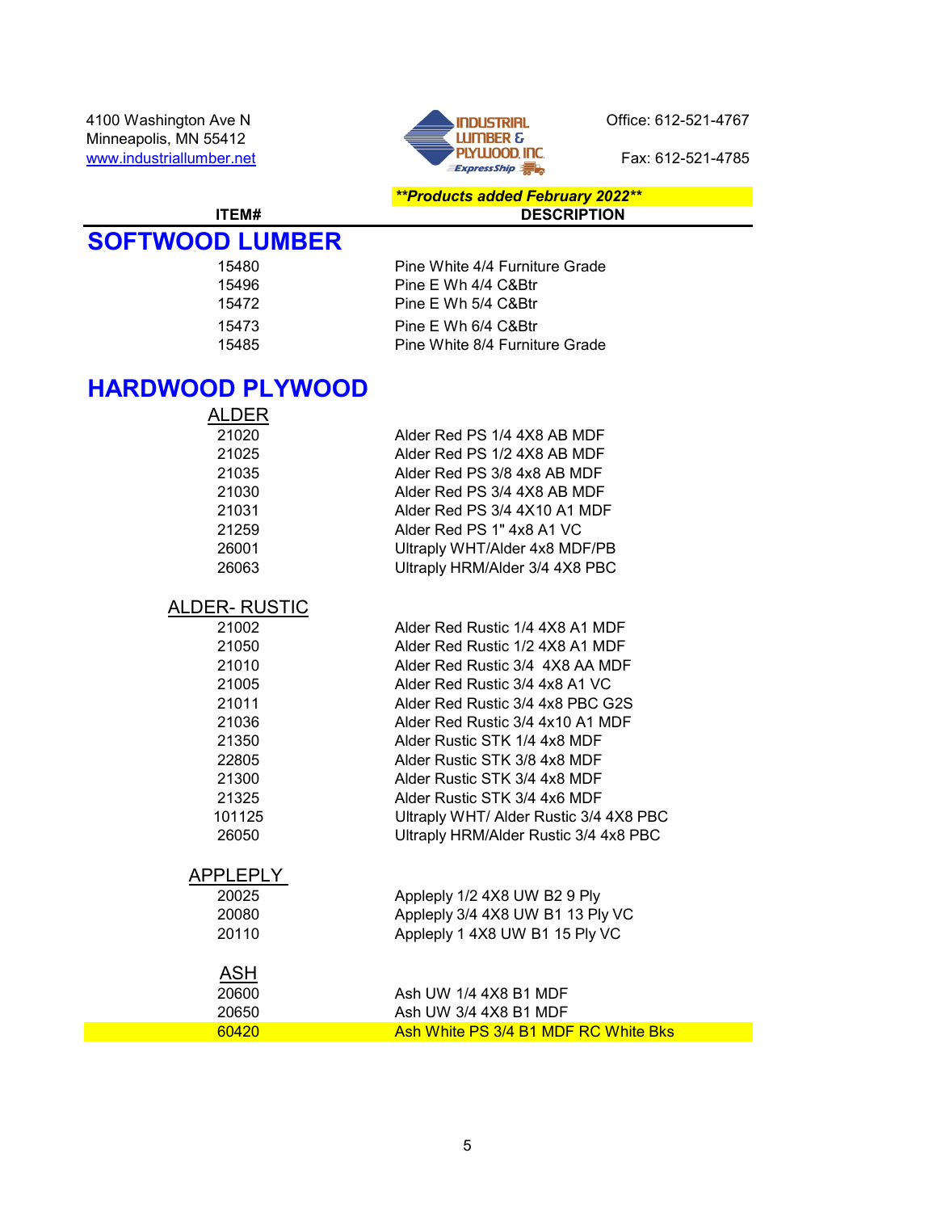4100 Washington Ave N
Minneapolis, MN 55412
www.industriallumber.net

INDUSTRIAL LUMBER & PLYWOOD, INC. ExpressShip

Office: 612-521-4767

Fax: 612-521-4785

***Products added February 2022***

| ITEM# | DESCRIPTION |
|---|---|

# SOFTWOOD LUMBER

| ITEM# | DESCRIPTION |
|---|---|
| 15480 | Pine White 4/4 Furniture Grade |
| 15496 | Pine E Wh 4/4 C&Btr |
| 15472 | Pine E Wh 5/4 C&Btr |
| 15473 | Pine E Wh 6/4 C&Btr |
| 15485 | Pine White 8/4 Furniture Grade |

# HARDWOOD PLYWOOD

## ALDER

| ITEM# | DESCRIPTION |
|---|---|
| 21020 | Alder Red PS 1/4 4X8 AB MDF |
| 21025 | Alder Red PS 1/2 4X8 AB MDF |
| 21035 | Alder Red PS 3/8 4x8 AB MDF |
| 21030 | Alder Red PS 3/4 4X8 AB MDF |
| 21031 | Alder Red PS 3/4 4X10 A1 MDF |
| 21259 | Alder Red PS 1" 4x8 A1 VC |
| 26001 | Ultraply WHT/Alder 4x8 MDF/PB |
| 26063 | Ultraply HRM/Alder 3/4 4X8 PBC |

## ALDER- RUSTIC

| ITEM# | DESCRIPTION |
|---|---|
| 21002 | Alder Red Rustic 1/4 4X8 A1 MDF |
| 21050 | Alder Red Rustic 1/2 4X8 A1 MDF |
| 21010 | Alder Red Rustic 3/4 4X8 AA MDF |
| 21005 | Alder Red Rustic 3/4 4x8 A1 VC |
| 21011 | Alder Red Rustic 3/4 4x8 PBC G2S |
| 21036 | Alder Red Rustic 3/4 4x10 A1 MDF |
| 21350 | Alder Rustic STK 1/4 4x8 MDF |
| 22805 | Alder Rustic STK 3/8 4x8 MDF |
| 21300 | Alder Rustic STK 3/4 4x8 MDF |
| 21325 | Alder Rustic STK 3/4 4x6 MDF |
| 101125 | Ultraply WHT/ Alder Rustic 3/4 4X8 PBC |
| 26050 | Ultraply HRM/Alder Rustic 3/4 4x8 PBC |

## APPLEPLY

| ITEM# | DESCRIPTION |
|---|---|
| 20025 | Appleply 1/2 4X8 UW B2 9 Ply |
| 20080 | Appleply 3/4 4X8 UW B1 13 Ply VC |
| 20110 | Appleply 1 4X8 UW B1 15 Ply VC |

## ASH

| ITEM# | DESCRIPTION |
|---|---|
| 20600 | Ash UW 1/4 4X8 B1 MDF |
| 20650 | Ash UW 3/4 4X8 B1 MDF |
| 60420 | Ash White PS 3/4 B1 MDF RC White Bks |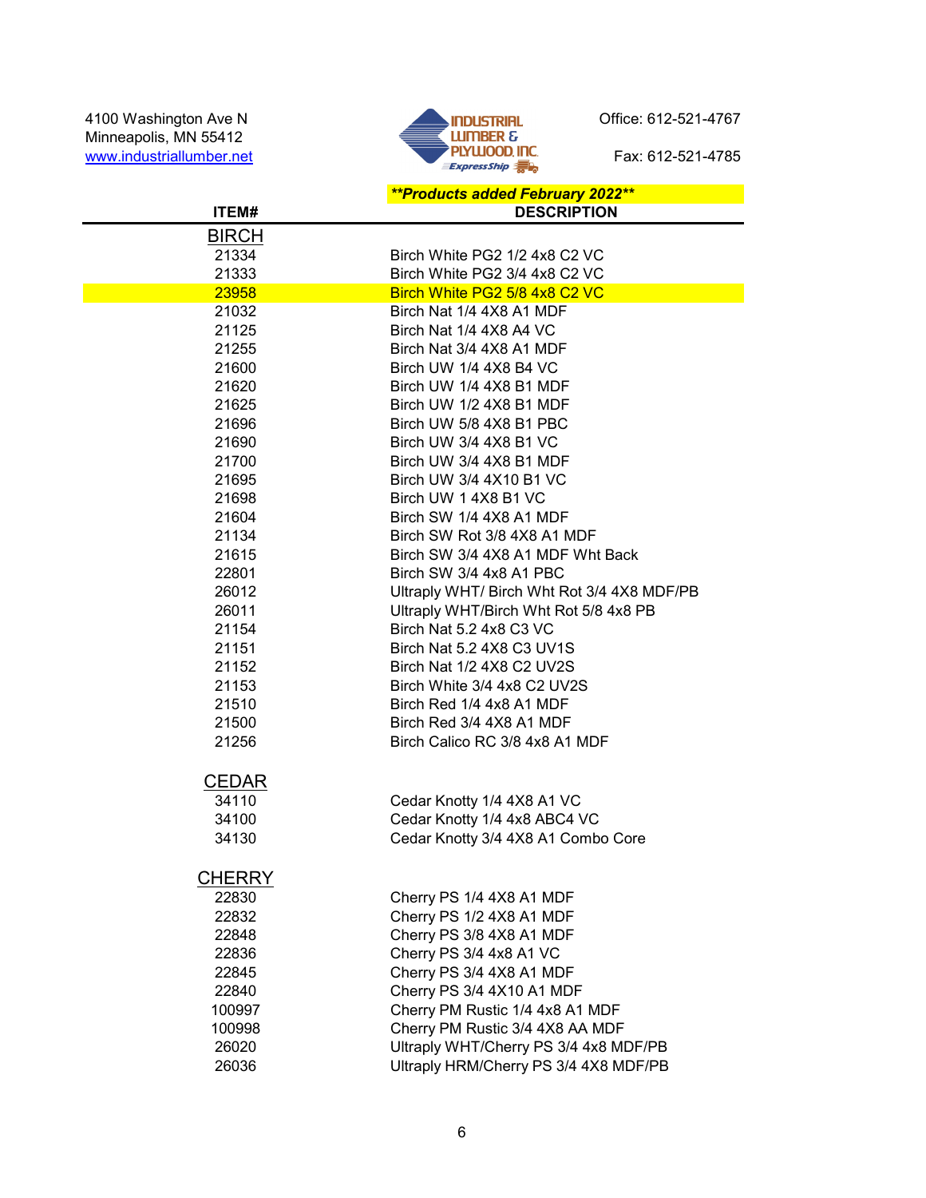4100 Washington Ave N
Minneapolis, MN 55412
www.industriallumber.net

INDUSTRIAL LUMBER & PLYWOOD, INC. ExpressShip

Office: 612-521-4767

Fax: 612-521-4785

***\*\*Products added February 2022\*\****

| ITEM# | DESCRIPTION |
|---|---|
| **BIRCH** | |
| 21334 | Birch White PG2 1/2 4x8 C2 VC |
| 21333 | Birch White PG2 3/4 4x8 C2 VC |
| 23958 | Birch White PG2 5/8 4x8 C2 VC |
| 21032 | Birch Nat 1/4 4X8 A1 MDF |
| 21125 | Birch Nat 1/4 4X8 A4 VC |
| 21255 | Birch Nat 3/4 4X8 A1 MDF |
| 21600 | Birch UW 1/4 4X8 B4 VC |
| 21620 | Birch UW 1/4 4X8 B1 MDF |
| 21625 | Birch UW 1/2 4X8 B1 MDF |
| 21696 | Birch UW 5/8 4X8 B1 PBC |
| 21690 | Birch UW 3/4 4X8 B1 VC |
| 21700 | Birch UW 3/4 4X8 B1 MDF |
| 21695 | Birch UW 3/4 4X10 B1 VC |
| 21698 | Birch UW 1 4X8 B1 VC |
| 21604 | Birch SW 1/4 4X8 A1 MDF |
| 21134 | Birch SW Rot 3/8 4X8 A1 MDF |
| 21615 | Birch SW 3/4 4X8 A1 MDF Wht Back |
| 22801 | Birch SW 3/4 4x8 A1 PBC |
| 26012 | Ultraply WHT/ Birch Wht Rot 3/4 4X8 MDF/PB |
| 26011 | Ultraply WHT/Birch Wht Rot 5/8 4x8 PB |
| 21154 | Birch Nat 5.2 4x8 C3 VC |
| 21151 | Birch Nat 5.2 4X8 C3 UV1S |
| 21152 | Birch Nat 1/2 4X8 C2 UV2S |
| 21153 | Birch White 3/4 4x8 C2 UV2S |
| 21510 | Birch Red 1/4 4x8 A1 MDF |
| 21500 | Birch Red 3/4 4X8 A1 MDF |
| 21256 | Birch Calico RC 3/8 4x8 A1 MDF |
| **CEDAR** | |
| 34110 | Cedar Knotty 1/4 4X8 A1 VC |
| 34100 | Cedar Knotty 1/4 4x8 ABC4 VC |
| 34130 | Cedar Knotty 3/4 4X8 A1 Combo Core |
| **CHERRY** | |
| 22830 | Cherry PS 1/4 4X8 A1 MDF |
| 22832 | Cherry PS 1/2 4X8 A1 MDF |
| 22848 | Cherry PS 3/8 4X8 A1 MDF |
| 22836 | Cherry PS 3/4 4x8 A1 VC |
| 22845 | Cherry PS 3/4 4X8 A1 MDF |
| 22840 | Cherry PS 3/4 4X10 A1 MDF |
| 100997 | Cherry PM Rustic 1/4 4x8 A1 MDF |
| 100998 | Cherry PM Rustic 3/4 4X8 AA MDF |
| 26020 | Ultraply WHT/Cherry PS 3/4 4x8 MDF/PB |
| 26036 | Ultraply HRM/Cherry PS 3/4 4X8 MDF/PB |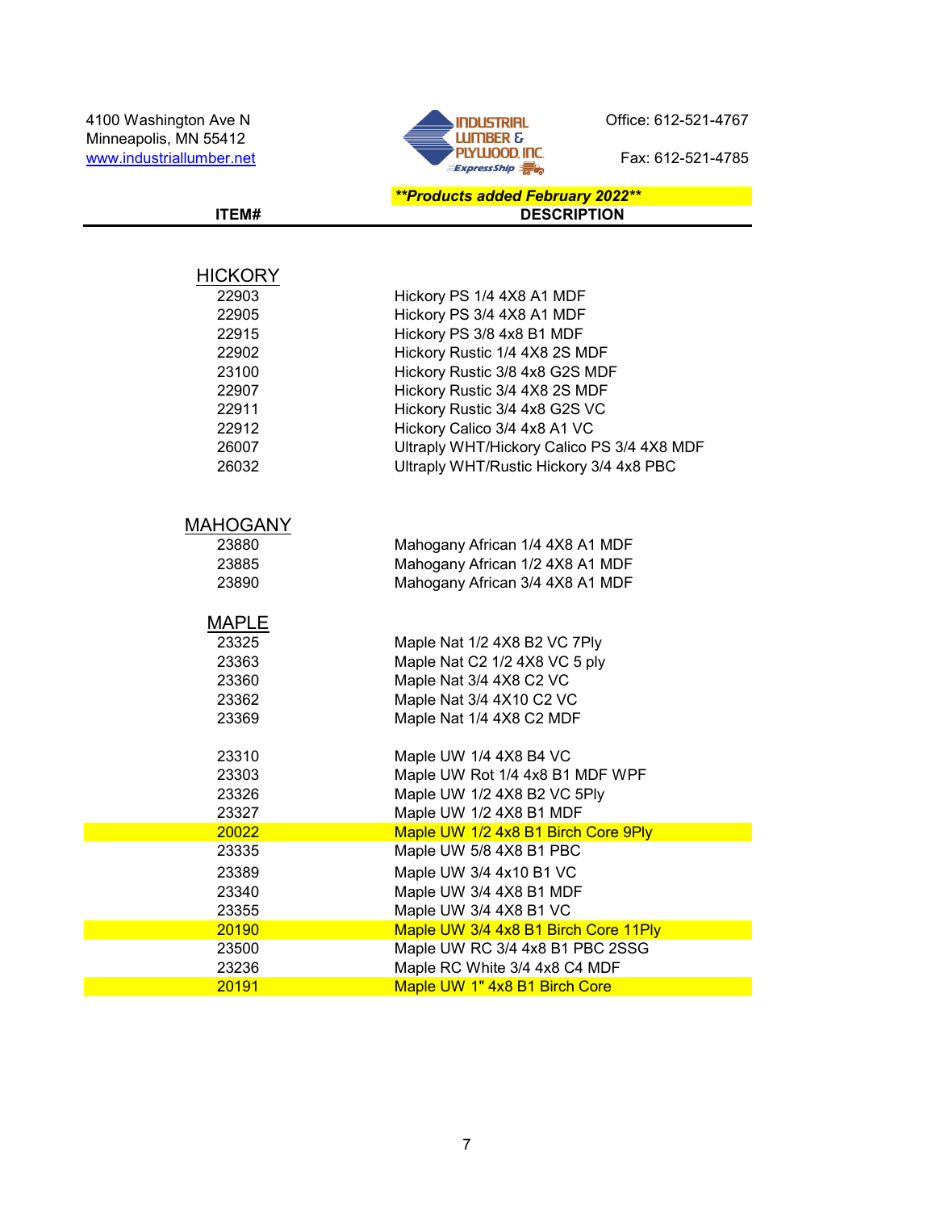4100 Washington Ave N
Minneapolis, MN 55412
www.industriallumber.net

**INDUSTRIAL LUMBER & PLYWOOD, INC.**
ExpressShip

Office: 612-521-4767

Fax: 612-521-4785

***\*\*Products added February 2022\*\****

| ITEM# | DESCRIPTION |
|---|---|
| **HICKORY** | |
| 22903 | Hickory PS 1/4 4X8 A1 MDF |
| 22905 | Hickory PS 3/4 4X8 A1 MDF |
| 22915 | Hickory PS 3/8 4x8 B1 MDF |
| 22902 | Hickory Rustic 1/4 4X8 2S MDF |
| 23100 | Hickory Rustic 3/8 4x8 G2S MDF |
| 22907 | Hickory Rustic 3/4 4X8 2S MDF |
| 22911 | Hickory Rustic 3/4 4x8 G2S VC |
| 22912 | Hickory Calico 3/4 4x8 A1 VC |
| 26007 | Ultraply WHT/Hickory Calico PS 3/4 4X8 MDF |
| 26032 | Ultraply WHT/Rustic Hickory 3/4 4x8 PBC |
| **MAHOGANY** | |
| 23880 | Mahogany African 1/4 4X8 A1 MDF |
| 23885 | Mahogany African 1/2 4X8 A1 MDF |
| 23890 | Mahogany African 3/4 4X8 A1 MDF |
| **MAPLE** | |
| 23325 | Maple Nat 1/2 4X8 B2 VC 7Ply |
| 23363 | Maple Nat C2 1/2 4X8 VC 5 ply |
| 23360 | Maple Nat 3/4 4X8 C2 VC |
| 23362 | Maple Nat 3/4 4X10 C2 VC |
| 23369 | Maple Nat 1/4 4X8 C2 MDF |
| 23310 | Maple UW 1/4 4X8 B4 VC |
| 23303 | Maple UW Rot 1/4 4x8 B1 MDF WPF |
| 23326 | Maple UW 1/2 4X8 B2 VC 5Ply |
| 23327 | Maple UW 1/2 4X8 B1 MDF |
| 20022 | Maple UW 1/2 4x8 B1 Birch Core 9Ply |
| 23335 | Maple UW 5/8 4X8 B1 PBC |
| 23389 | Maple UW 3/4 4x10 B1 VC |
| 23340 | Maple UW 3/4 4X8 B1 MDF |
| 23355 | Maple UW 3/4 4X8 B1 VC |
| 20190 | Maple UW 3/4 4x8 B1 Birch Core 11Ply |
| 23500 | Maple UW RC 3/4 4x8 B1 PBC 2SSG |
| 23236 | Maple RC White 3/4 4x8 C4 MDF |
| 20191 | Maple UW 1" 4x8 B1 Birch Core |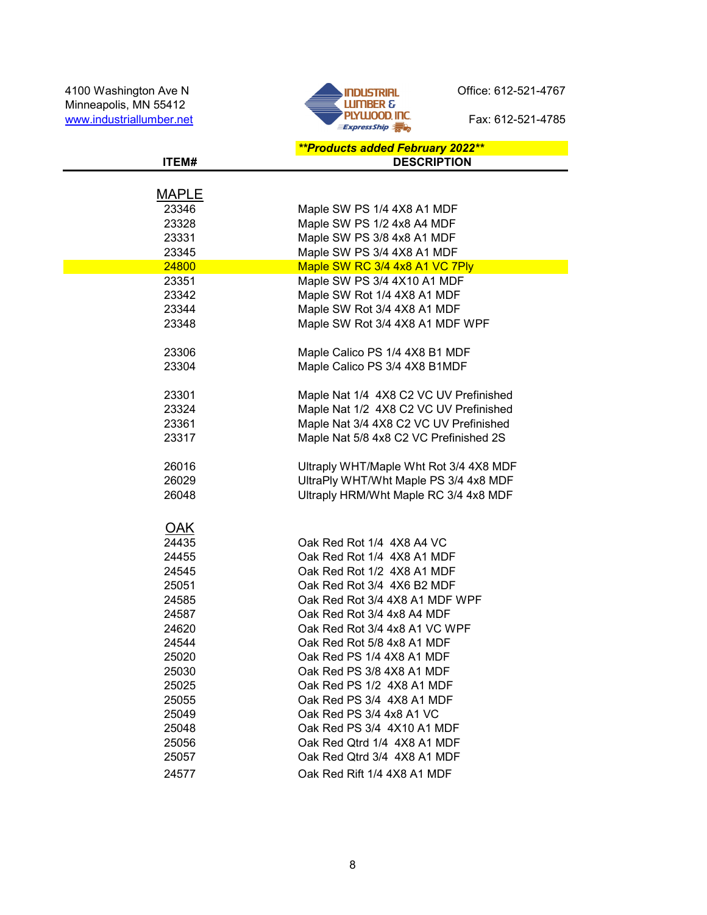4100 Washington Ave N
Minneapolis, MN 55412
www.industriallumber.net

INDUSTRIAL LUMBER & PLYWOOD, INC.
ExpressShip

Office: 612-521-4767

Fax: 612-521-4785

***\*\*Products added February 2022\*\****

| ITEM# | DESCRIPTION |
|---|---|
| **MAPLE** | |
| 23346 | Maple SW PS 1/4 4X8 A1 MDF |
| 23328 | Maple SW PS 1/2 4x8 A4 MDF |
| 23331 | Maple SW PS 3/8 4x8 A1 MDF |
| 23345 | Maple SW PS 3/4 4X8 A1 MDF |
| 24800 | Maple SW RC 3/4 4x8 A1 VC 7Ply |
| 23351 | Maple SW PS 3/4 4X10 A1 MDF |
| 23342 | Maple SW Rot 1/4 4X8 A1 MDF |
| 23344 | Maple SW Rot 3/4 4X8 A1 MDF |
| 23348 | Maple SW Rot 3/4 4X8 A1 MDF WPF |
| | |
| 23306 | Maple Calico PS 1/4 4X8 B1 MDF |
| 23304 | Maple Calico PS 3/4 4X8 B1MDF |
| | |
| 23301 | Maple Nat 1/4 4X8 C2 VC UV Prefinished |
| 23324 | Maple Nat 1/2 4X8 C2 VC UV Prefinished |
| 23361 | Maple Nat 3/4 4X8 C2 VC UV Prefinished |
| 23317 | Maple Nat 5/8 4x8 C2 VC Prefinished 2S |
| | |
| 26016 | Ultraply WHT/Maple Wht Rot 3/4 4X8 MDF |
| 26029 | UltraPly WHT/Wht Maple PS 3/4 4x8 MDF |
| 26048 | Ultraply HRM/Wht Maple RC 3/4 4x8 MDF |
| | |
| **OAK** | |
| 24435 | Oak Red Rot 1/4 4X8 A4 VC |
| 24455 | Oak Red Rot 1/4 4X8 A1 MDF |
| 24545 | Oak Red Rot 1/2 4X8 A1 MDF |
| 25051 | Oak Red Rot 3/4 4X6 B2 MDF |
| 24585 | Oak Red Rot 3/4 4X8 A1 MDF WPF |
| 24587 | Oak Red Rot 3/4 4x8 A4 MDF |
| 24620 | Oak Red Rot 3/4 4x8 A1 VC WPF |
| 24544 | Oak Red Rot 5/8 4x8 A1 MDF |
| 25020 | Oak Red PS 1/4 4X8 A1 MDF |
| 25030 | Oak Red PS 3/8 4X8 A1 MDF |
| 25025 | Oak Red PS 1/2 4X8 A1 MDF |
| 25055 | Oak Red PS 3/4 4X8 A1 MDF |
| 25049 | Oak Red PS 3/4 4x8 A1 VC |
| 25048 | Oak Red PS 3/4 4X10 A1 MDF |
| 25056 | Oak Red Qtrd 1/4 4X8 A1 MDF |
| 25057 | Oak Red Qtrd 3/4 4X8 A1 MDF |
| 24577 | Oak Red Rift 1/4 4X8 A1 MDF |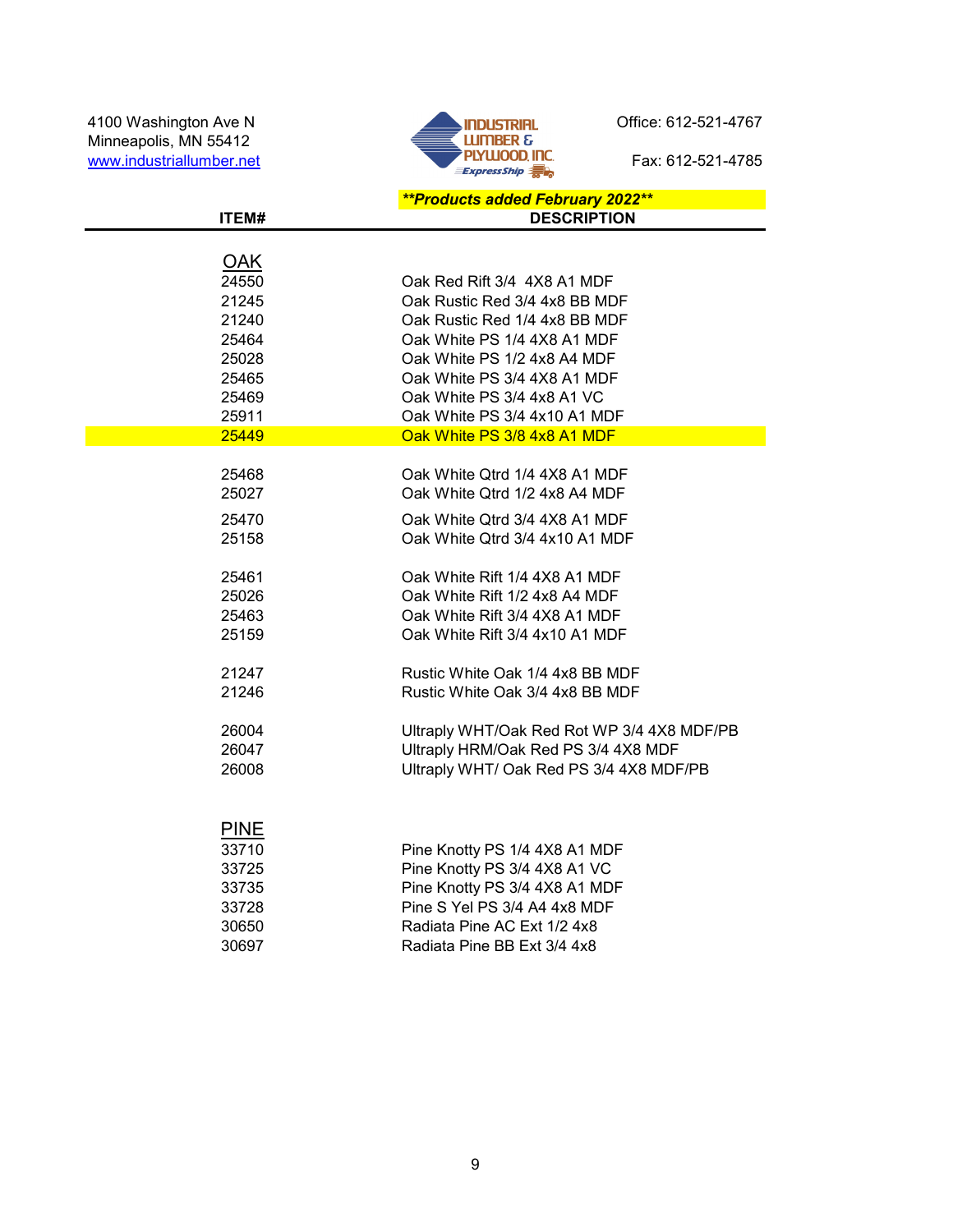4100 Washington Ave N
Minneapolis, MN 55412
www.industriallumber.net

INDUSTRIAL LUMBER & PLYWOOD, INC.
ExpressShip

Office: 612-521-4767

Fax: 612-521-4785

***Products added February 2022***

| ITEM# | DESCRIPTION |
|---|---|
| **OAK** | |
| 24550 | Oak Red Rift 3/4 4X8 A1 MDF |
| 21245 | Oak Rustic Red 3/4 4x8 BB MDF |
| 21240 | Oak Rustic Red 1/4 4x8 BB MDF |
| 25464 | Oak White PS 1/4 4X8 A1 MDF |
| 25028 | Oak White PS 1/2 4x8 A4 MDF |
| 25465 | Oak White PS 3/4 4X8 A1 MDF |
| 25469 | Oak White PS 3/4 4x8 A1 VC |
| 25911 | Oak White PS 3/4 4x10 A1 MDF |
| 25449 | Oak White PS 3/8 4x8 A1 MDF |
| | |
| 25468 | Oak White Qtrd 1/4 4X8 A1 MDF |
| 25027 | Oak White Qtrd 1/2 4x8 A4 MDF |
| 25470 | Oak White Qtrd 3/4 4X8 A1 MDF |
| 25158 | Oak White Qtrd 3/4 4x10 A1 MDF |
| | |
| 25461 | Oak White Rift 1/4 4X8 A1 MDF |
| 25026 | Oak White Rift 1/2 4x8 A4 MDF |
| 25463 | Oak White Rift 3/4 4X8 A1 MDF |
| 25159 | Oak White Rift 3/4 4x10 A1 MDF |
| | |
| 21247 | Rustic White Oak 1/4 4x8 BB MDF |
| 21246 | Rustic White Oak 3/4 4x8 BB MDF |
| | |
| 26004 | Ultraply WHT/Oak Red Rot WP 3/4 4X8 MDF/PB |
| 26047 | Ultraply HRM/Oak Red PS 3/4 4X8 MDF |
| 26008 | Ultraply WHT/ Oak Red PS 3/4 4X8 MDF/PB |
| | |
| **PINE** | |
| 33710 | Pine Knotty PS 1/4 4X8 A1 MDF |
| 33725 | Pine Knotty PS 3/4 4X8 A1 VC |
| 33735 | Pine Knotty PS 3/4 4X8 A1 MDF |
| 33728 | Pine S Yel PS 3/4 A4 4x8 MDF |
| 30650 | Radiata Pine AC Ext 1/2 4x8 |
| 30697 | Radiata Pine BB Ext 3/4 4x8 |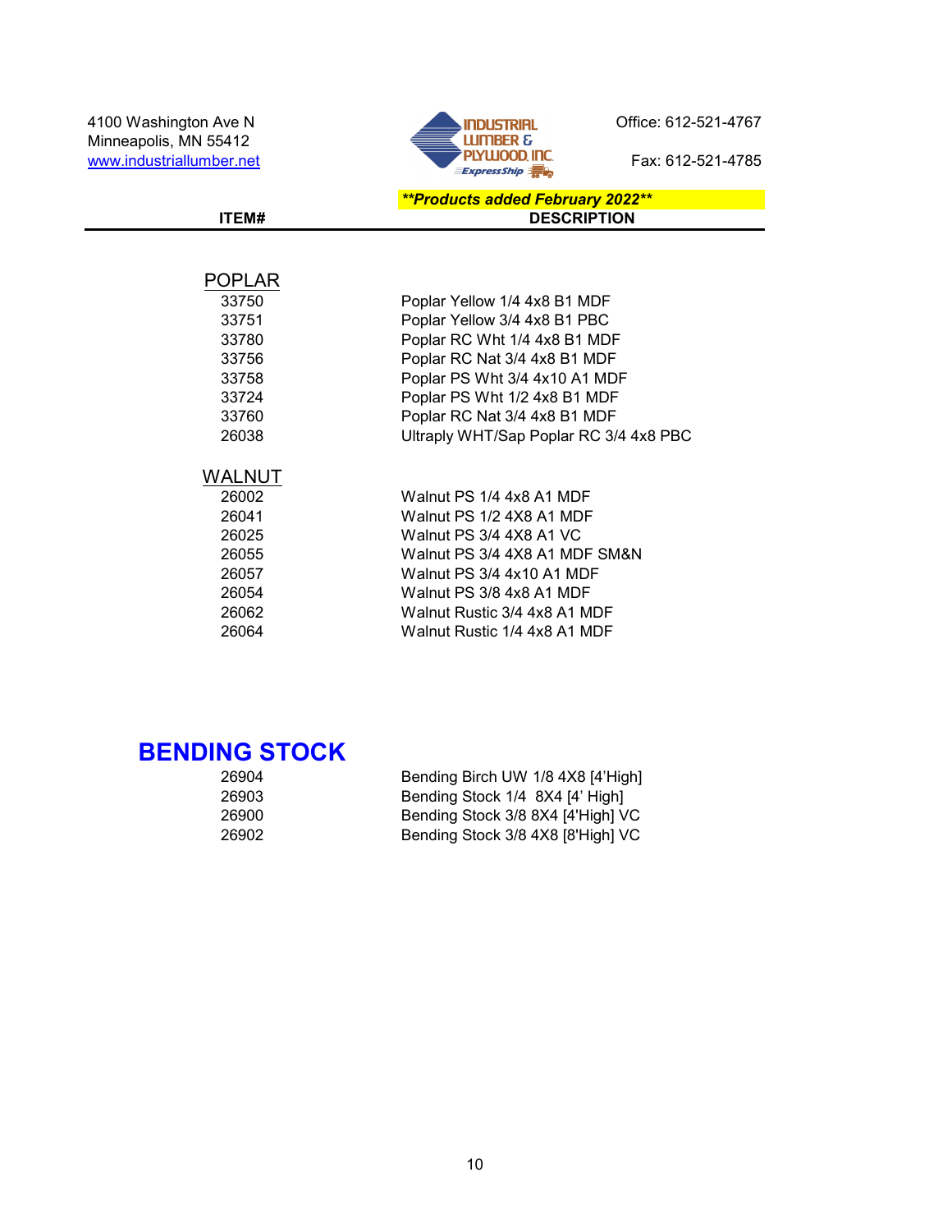4100 Washington Ave N
Minneapolis, MN 55412
www.industriallumber.net

INDUSTRIAL LUMBER & PLYWOOD, INC. ExpressShip

Office: 612-521-4767

Fax: 612-521-4785

***Products added February 2022***

| ITEM# | DESCRIPTION |
|---|---|
| **POPLAR** | |
| 33750 | Poplar Yellow 1/4 4x8 B1 MDF |
| 33751 | Poplar Yellow 3/4 4x8 B1 PBC |
| 33780 | Poplar RC Wht 1/4 4x8 B1 MDF |
| 33756 | Poplar RC Nat 3/4 4x8 B1 MDF |
| 33758 | Poplar PS Wht 3/4 4x10 A1 MDF |
| 33724 | Poplar PS Wht 1/2 4x8 B1 MDF |
| 33760 | Poplar RC Nat 3/4 4x8 B1 MDF |
| 26038 | Ultraply WHT/Sap Poplar RC 3/4 4x8 PBC |
| **WALNUT** | |
| 26002 | Walnut PS 1/4 4x8 A1 MDF |
| 26041 | Walnut PS 1/2 4X8 A1 MDF |
| 26025 | Walnut PS 3/4 4X8 A1 VC |
| 26055 | Walnut PS 3/4 4X8 A1 MDF SM&N |
| 26057 | Walnut PS 3/4 4x10 A1 MDF |
| 26054 | Walnut PS 3/8 4x8 A1 MDF |
| 26062 | Walnut Rustic 3/4 4x8 A1 MDF |
| 26064 | Walnut Rustic 1/4 4x8 A1 MDF |

## BENDING STOCK

| ITEM# | DESCRIPTION |
|---|---|
| 26904 | Bending Birch UW 1/8 4X8 [4'High] |
| 26903 | Bending Stock 1/4 8X4 [4' High] |
| 26900 | Bending Stock 3/8 8X4 [4'High] VC |
| 26902 | Bending Stock 3/8 4X8 [8'High] VC |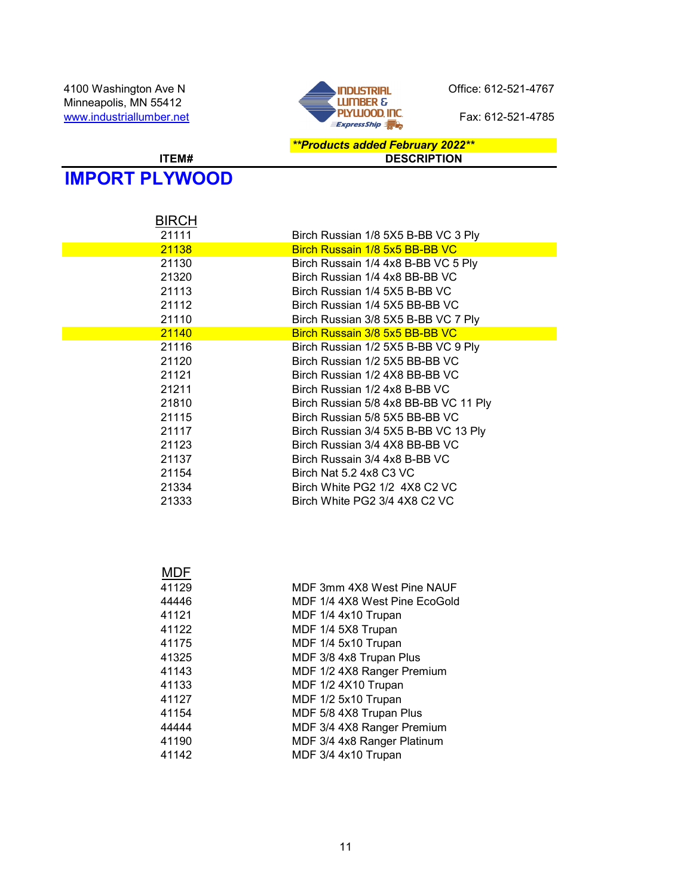4100 Washington Ave N
Minneapolis, MN 55412
www.industriallumber.net

INDUSTRIAL LUMBER & PLYWOOD, INC. ExpressShip

Office: 612-521-4767

Fax: 612-521-4785

***Products added February 2022***

# IMPORT PLYWOOD

## BIRCH

| ITEM# | DESCRIPTION |
|---|---|
| 21111 | Birch Russian 1/8 5X5 B-BB VC 3 Ply |
| 21138 | Birch Russain 1/8 5x5 BB-BB VC |
| 21130 | Birch Russian 1/4 4x8 B-BB VC 5 Ply |
| 21320 | Birch Russian 1/4 4x8 BB-BB VC |
| 21113 | Birch Russian 1/4 5X5 B-BB VC |
| 21112 | Birch Russian 1/4 5X5 BB-BB VC |
| 21110 | Birch Russian 3/8 5X5 B-BB VC 7 Ply |
| 21140 | Birch Russain 3/8 5x5 BB-BB VC |
| 21116 | Birch Russian 1/2 5X5 B-BB VC 9 Ply |
| 21120 | Birch Russian 1/2 5X5 BB-BB VC |
| 21121 | Birch Russian 1/2 4X8 BB-BB VC |
| 21211 | Birch Russian 1/2 4x8 B-BB VC |
| 21810 | Birch Russian 5/8 4x8 BB-BB VC 11 Ply |
| 21115 | Birch Russian 5/8 5X5 BB-BB VC |
| 21117 | Birch Russian 3/4 5X5 B-BB VC 13 Ply |
| 21123 | Birch Russian 3/4 4X8 BB-BB VC |
| 21137 | Birch Russain 3/4 4x8 B-BB VC |
| 21154 | Birch Nat 5.2 4x8 C3 VC |
| 21334 | Birch White PG2 1/2 4X8 C2 VC |
| 21333 | Birch White PG2 3/4 4X8 C2 VC |

## MDF

| ITEM# | DESCRIPTION |
|---|---|
| 41129 | MDF 3mm 4X8 West Pine NAUF |
| 44446 | MDF 1/4 4X8 West Pine EcoGold |
| 41121 | MDF 1/4 4x10 Trupan |
| 41122 | MDF 1/4 5X8 Trupan |
| 41175 | MDF 1/4 5x10 Trupan |
| 41325 | MDF 3/8 4x8 Trupan Plus |
| 41143 | MDF 1/2 4X8 Ranger Premium |
| 41133 | MDF 1/2 4X10 Trupan |
| 41127 | MDF 1/2 5x10 Trupan |
| 41154 | MDF 5/8 4X8 Trupan Plus |
| 44444 | MDF 3/4 4X8 Ranger Premium |
| 41190 | MDF 3/4 4x8 Ranger Platinum |
| 41142 | MDF 3/4 4x10 Trupan |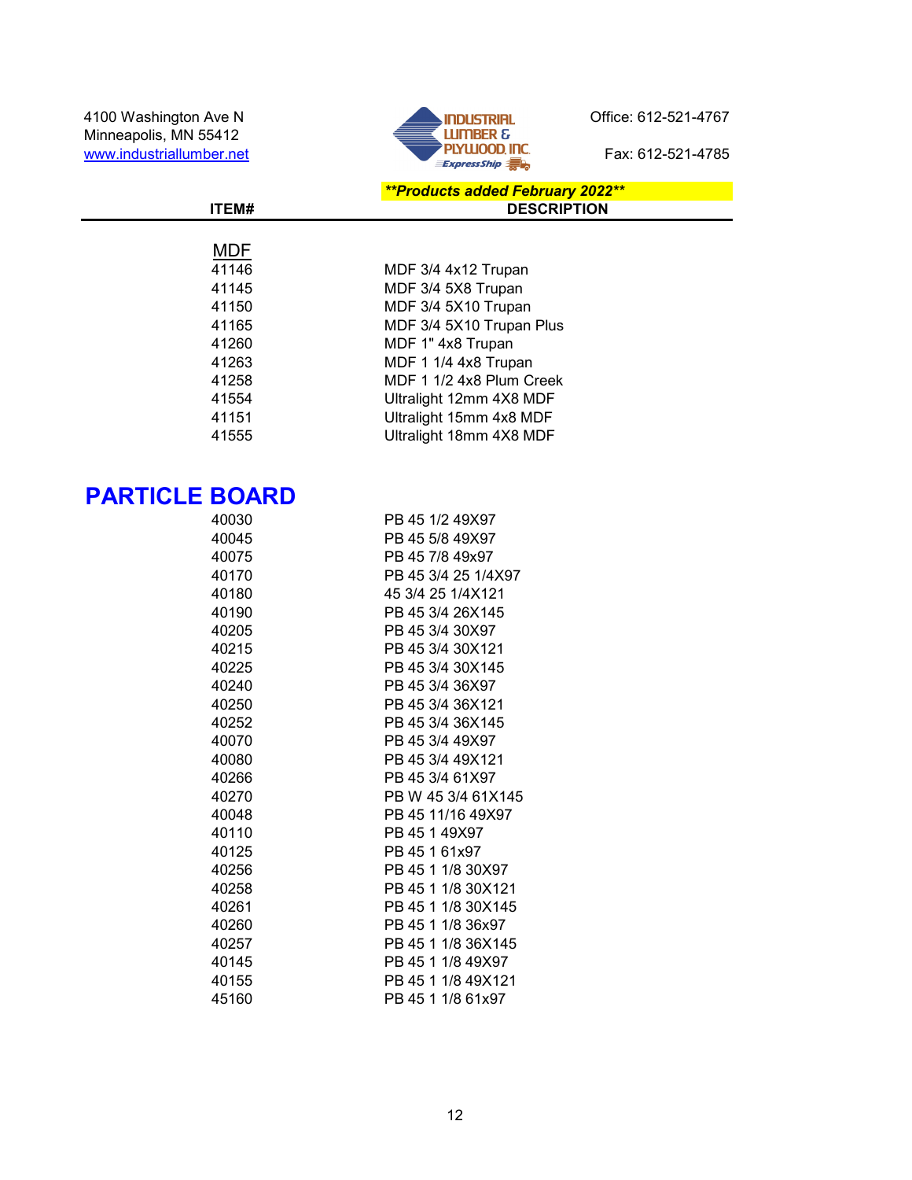4100 Washington Ave N
Minneapolis, MN 55412
www.industriallumber.net

INDUSTRIAL LUMBER & PLYWOOD, INC.
ExpressShip

Office: 612-521-4767

Fax: 612-521-4785

***\*\*Products added February 2022\*\****

| ITEM# | DESCRIPTION |
|---|---|
| **MDF** | |
| 41146 | MDF 3/4 4x12 Trupan |
| 41145 | MDF 3/4 5X8 Trupan |
| 41150 | MDF 3/4 5X10 Trupan |
| 41165 | MDF 3/4 5X10 Trupan Plus |
| 41260 | MDF 1" 4x8 Trupan |
| 41263 | MDF 1 1/4 4x8 Trupan |
| 41258 | MDF 1 1/2 4x8 Plum Creek |
| 41554 | Ultralight 12mm 4X8 MDF |
| 41151 | Ultralight 15mm 4x8 MDF |
| 41555 | Ultralight 18mm 4X8 MDF |

## PARTICLE BOARD

| ITEM# | DESCRIPTION |
|---|---|
| 40030 | PB 45 1/2 49X97 |
| 40045 | PB 45 5/8 49X97 |
| 40075 | PB 45 7/8 49x97 |
| 40170 | PB 45 3/4 25 1/4X97 |
| 40180 | 45 3/4 25 1/4X121 |
| 40190 | PB 45 3/4 26X145 |
| 40205 | PB 45 3/4 30X97 |
| 40215 | PB 45 3/4 30X121 |
| 40225 | PB 45 3/4 30X145 |
| 40240 | PB 45 3/4 36X97 |
| 40250 | PB 45 3/4 36X121 |
| 40252 | PB 45 3/4 36X145 |
| 40070 | PB 45 3/4 49X97 |
| 40080 | PB 45 3/4 49X121 |
| 40266 | PB 45 3/4 61X97 |
| 40270 | PB W 45 3/4 61X145 |
| 40048 | PB 45 11/16 49X97 |
| 40110 | PB 45 1 49X97 |
| 40125 | PB 45 1 61x97 |
| 40256 | PB 45 1 1/8 30X97 |
| 40258 | PB 45 1 1/8 30X121 |
| 40261 | PB 45 1 1/8 30X145 |
| 40260 | PB 45 1 1/8 36x97 |
| 40257 | PB 45 1 1/8 36X145 |
| 40145 | PB 45 1 1/8 49X97 |
| 40155 | PB 45 1 1/8 49X121 |
| 45160 | PB 45 1 1/8 61x97 |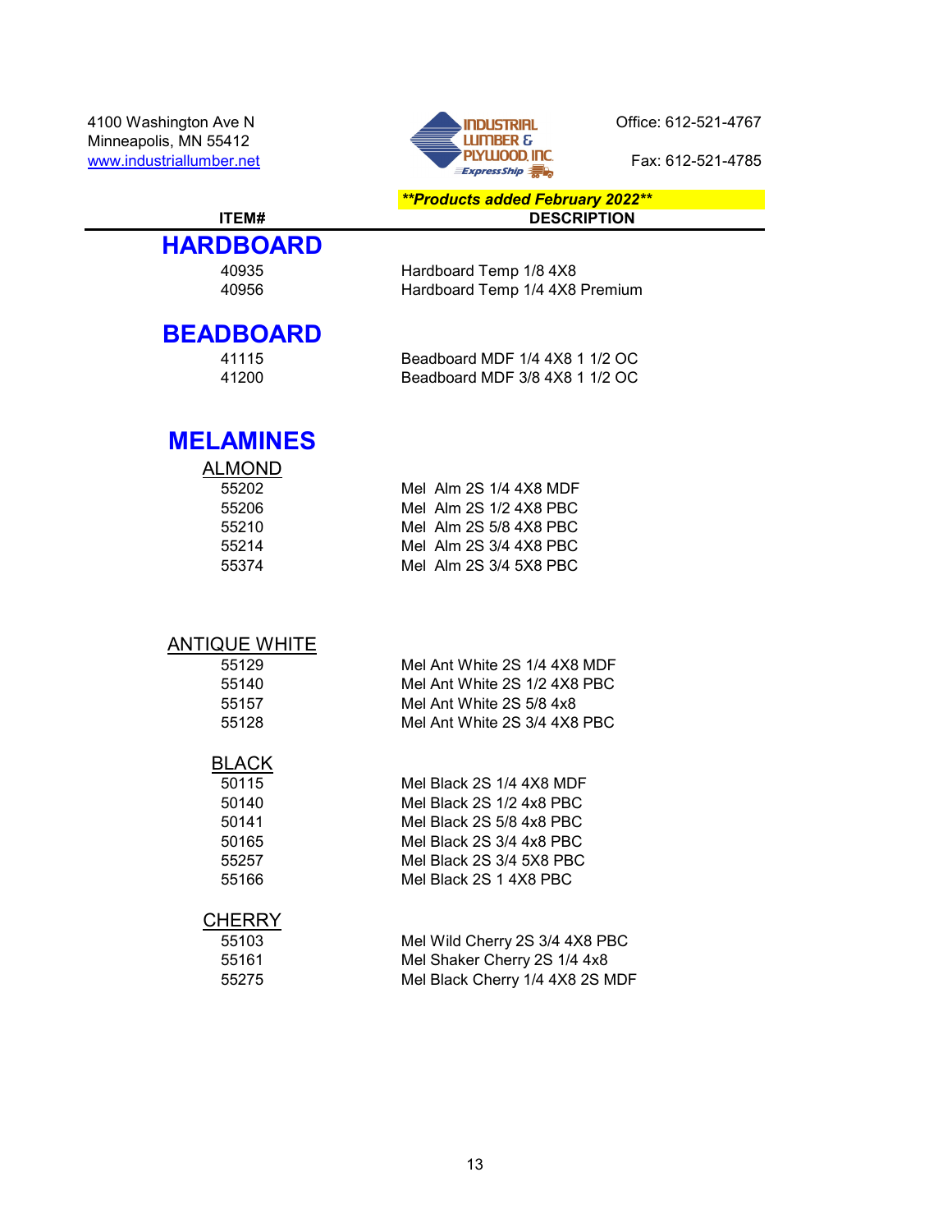4100 Washington Ave N
Minneapolis, MN 55412
www.industriallumber.net

INDUSTRIAL LUMBER & PLYWOOD, INC. ExpressShip

Office: 612-521-4767

Fax: 612-521-4785

***Products added February 2022***

| ITEM# | DESCRIPTION |
|---|---|

# HARDBOARD

| ITEM# | DESCRIPTION |
|---|---|
| 40935 | Hardboard Temp 1/8 4X8 |
| 40956 | Hardboard Temp 1/4 4X8 Premium |

# BEADBOARD

| ITEM# | DESCRIPTION |
|---|---|
| 41115 | Beadboard MDF 1/4 4X8 1 1/2 OC |
| 41200 | Beadboard MDF 3/8 4X8 1 1/2 OC |

# MELAMINES

## ALMOND

| ITEM# | DESCRIPTION |
|---|---|
| 55202 | Mel Alm 2S 1/4 4X8 MDF |
| 55206 | Mel Alm 2S 1/2 4X8 PBC |
| 55210 | Mel Alm 2S 5/8 4X8 PBC |
| 55214 | Mel Alm 2S 3/4 4X8 PBC |
| 55374 | Mel Alm 2S 3/4 5X8 PBC |

## ANTIQUE WHITE

| ITEM# | DESCRIPTION |
|---|---|
| 55129 | Mel Ant White 2S 1/4 4X8 MDF |
| 55140 | Mel Ant White 2S 1/2 4X8 PBC |
| 55157 | Mel Ant White 2S 5/8 4x8 |
| 55128 | Mel Ant White 2S 3/4 4X8 PBC |

## BLACK

| ITEM# | DESCRIPTION |
|---|---|
| 50115 | Mel Black 2S 1/4 4X8 MDF |
| 50140 | Mel Black 2S 1/2 4x8 PBC |
| 50141 | Mel Black 2S 5/8 4x8 PBC |
| 50165 | Mel Black 2S 3/4 4x8 PBC |
| 55257 | Mel Black 2S 3/4 5X8 PBC |
| 55166 | Mel Black 2S 1 4X8 PBC |

## CHERRY

| ITEM# | DESCRIPTION |
|---|---|
| 55103 | Mel Wild Cherry 2S 3/4 4X8 PBC |
| 55161 | Mel Shaker Cherry 2S 1/4 4x8 |
| 55275 | Mel Black Cherry 1/4 4X8 2S MDF |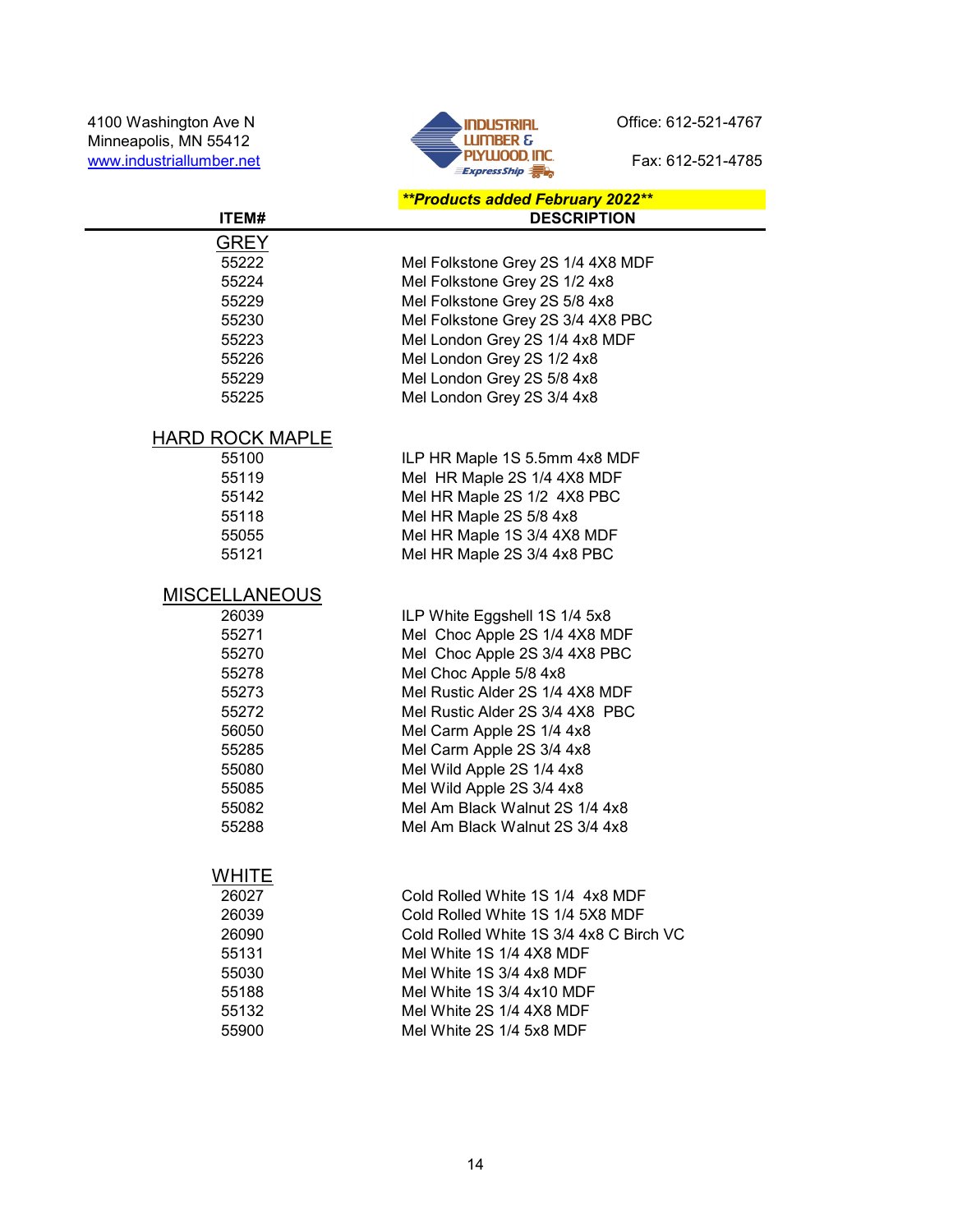4100 Washington Ave N
Minneapolis, MN 55412
www.industriallumber.net

INDUSTRIAL LUMBER & PLYWOOD, INC.
ExpressShip

Office: 612-521-4767

Fax: 612-521-4785

***\*\*Products added February 2022\*\****

| ITEM# | DESCRIPTION |
|---|---|
| **GREY** | |
| 55222 | Mel Folkstone Grey 2S 1/4 4X8 MDF |
| 55224 | Mel Folkstone Grey 2S 1/2 4x8 |
| 55229 | Mel Folkstone Grey 2S 5/8 4x8 |
| 55230 | Mel Folkstone Grey 2S 3/4 4X8 PBC |
| 55223 | Mel London Grey 2S 1/4 4x8 MDF |
| 55226 | Mel London Grey 2S 1/2 4x8 |
| 55229 | Mel London Grey 2S 5/8 4x8 |
| 55225 | Mel London Grey 2S 3/4 4x8 |
| **HARD ROCK MAPLE** | |
| 55100 | ILP HR Maple 1S 5.5mm 4x8 MDF |
| 55119 | Mel HR Maple 2S 1/4 4X8 MDF |
| 55142 | Mel HR Maple 2S 1/2 4X8 PBC |
| 55118 | Mel HR Maple 2S 5/8 4x8 |
| 55055 | Mel HR Maple 1S 3/4 4X8 MDF |
| 55121 | Mel HR Maple 2S 3/4 4x8 PBC |
| **MISCELLANEOUS** | |
| 26039 | ILP White Eggshell 1S 1/4 5x8 |
| 55271 | Mel Choc Apple 2S 1/4 4X8 MDF |
| 55270 | Mel Choc Apple 2S 3/4 4X8 PBC |
| 55278 | Mel Choc Apple 5/8 4x8 |
| 55273 | Mel Rustic Alder 2S 1/4 4X8 MDF |
| 55272 | Mel Rustic Alder 2S 3/4 4X8 PBC |
| 56050 | Mel Carm Apple 2S 1/4 4x8 |
| 55285 | Mel Carm Apple 2S 3/4 4x8 |
| 55080 | Mel Wild Apple 2S 1/4 4x8 |
| 55085 | Mel Wild Apple 2S 3/4 4x8 |
| 55082 | Mel Am Black Walnut 2S 1/4 4x8 |
| 55288 | Mel Am Black Walnut 2S 3/4 4x8 |
| **WHITE** | |
| 26027 | Cold Rolled White 1S 1/4 4x8 MDF |
| 26039 | Cold Rolled White 1S 1/4 5X8 MDF |
| 26090 | Cold Rolled White 1S 3/4 4x8 C Birch VC |
| 55131 | Mel White 1S 1/4 4X8 MDF |
| 55030 | Mel White 1S 3/4 4x8 MDF |
| 55188 | Mel White 1S 3/4 4x10 MDF |
| 55132 | Mel White 2S 1/4 4X8 MDF |
| 55900 | Mel White 2S 1/4 5x8 MDF |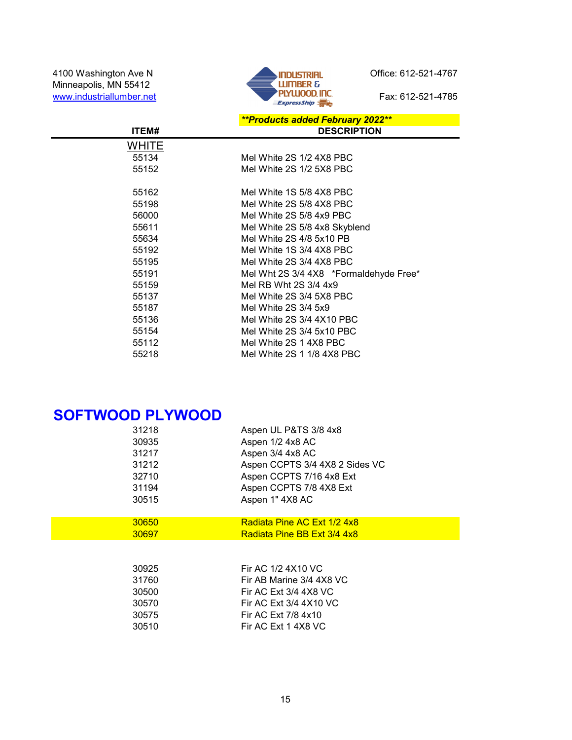4100 Washington Ave N
Minneapolis, MN 55412
www.industriallumber.net

INDUSTRIAL LUMBER & PLYWOOD, INC. ExpressShip

Office: 612-521-4767

Fax: 612-521-4785

***Products added February 2022***

| ITEM# | DESCRIPTION |
|---|---|
| WHITE | |
| 55134 | Mel White 2S 1/2 4X8 PBC |
| 55152 | Mel White 2S 1/2 5X8 PBC |
| | |
| 55162 | Mel White 1S 5/8 4X8 PBC |
| 55198 | Mel White 2S 5/8 4X8 PBC |
| 56000 | Mel White 2S 5/8 4x9 PBC |
| 55611 | Mel White 2S 5/8 4x8 Skyblend |
| 55634 | Mel White 2S 4/8 5x10 PB |
| 55192 | Mel White 1S 3/4 4X8 PBC |
| 55195 | Mel White 2S 3/4 4X8 PBC |
| 55191 | Mel Wht 2S 3/4 4X8 *Formaldehyde Free* |
| 55159 | Mel RB Wht 2S 3/4 4x9 |
| 55137 | Mel White 2S 3/4 5X8 PBC |
| 55187 | Mel White 2S 3/4 5x9 |
| 55136 | Mel White 2S 3/4 4X10 PBC |
| 55154 | Mel White 2S 3/4 5x10 PBC |
| 55112 | Mel White 2S 1 4X8 PBC |
| 55218 | Mel White 2S 1 1/8 4X8 PBC |

## SOFTWOOD PLYWOOD

| ITEM# | DESCRIPTION |
|---|---|
| 31218 | Aspen UL P&TS 3/8 4x8 |
| 30935 | Aspen 1/2 4x8 AC |
| 31217 | Aspen 3/4 4x8 AC |
| 31212 | Aspen CCPTS 3/4 4X8 2 Sides VC |
| 32710 | Aspen CCPTS 7/16 4x8 Ext |
| 31194 | Aspen CCPTS 7/8 4X8 Ext |
| 30515 | Aspen 1" 4X8 AC |
| | |
| 30650 | Radiata Pine AC Ext 1/2 4x8 |
| 30697 | Radiata Pine BB Ext 3/4 4x8 |
| | |
| 30925 | Fir AC 1/2 4X10 VC |
| 31760 | Fir AB Marine 3/4 4X8 VC |
| 30500 | Fir AC Ext 3/4 4X8 VC |
| 30570 | Fir AC Ext 3/4 4X10 VC |
| 30575 | Fir AC Ext 7/8 4x10 |
| 30510 | Fir AC Ext 1 4X8 VC |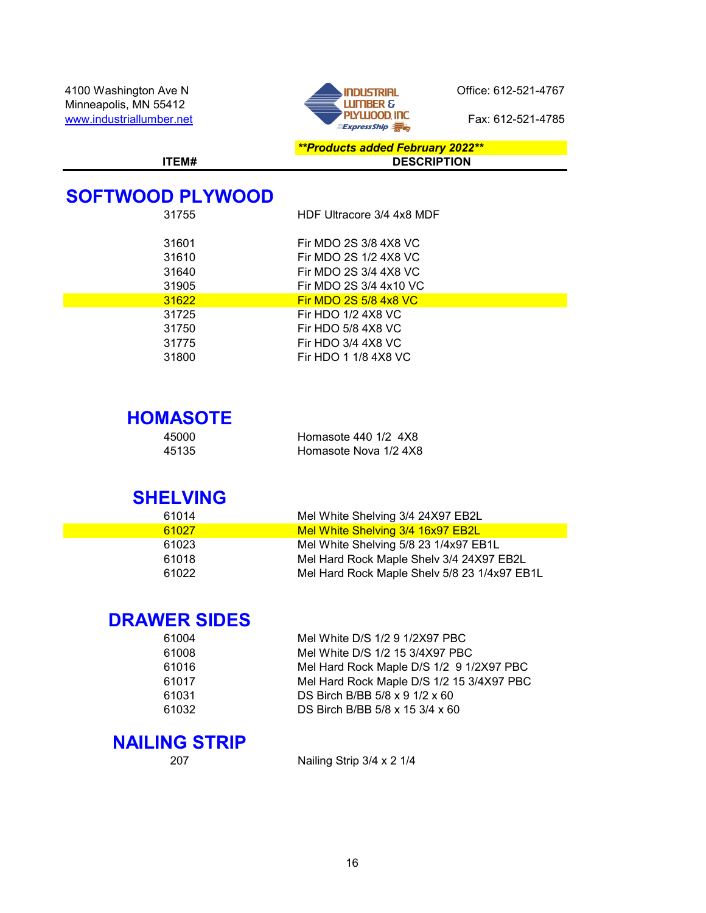4100 Washington Ave N
Minneapolis, MN 55412
www.industriallumber.net

Office: 612-521-4767

Fax: 612-521-4785

***Products added February 2022***

| ITEM# | DESCRIPTION |
|---|---|

## SOFTWOOD PLYWOOD

| ITEM# | DESCRIPTION |
|---|---|
| 31755 | HDF Ultracore 3/4 4x8 MDF |
| 31601 | Fir MDO 2S 3/8 4X8 VC |
| 31610 | Fir MDO 2S 1/2 4X8 VC |
| 31640 | Fir MDO 2S 3/4 4X8 VC |
| 31905 | Fir MDO 2S 3/4 4x10 VC |
| 31622 | Fir MDO 2S 5/8 4x8 VC |
| 31725 | Fir HDO 1/2 4X8 VC |
| 31750 | Fir HDO 5/8 4X8 VC |
| 31775 | Fir HDO 3/4 4X8 VC |
| 31800 | Fir HDO 1 1/8 4X8 VC |

## HOMASOTE

| ITEM# | DESCRIPTION |
|---|---|
| 45000 | Homasote 440 1/2 4X8 |
| 45135 | Homasote Nova 1/2 4X8 |

## SHELVING

| ITEM# | DESCRIPTION |
|---|---|
| 61014 | Mel White Shelving 3/4 24X97 EB2L |
| 61027 | Mel White Shelving 3/4 16x97 EB2L |
| 61023 | Mel White Shelving 5/8 23 1/4x97 EB1L |
| 61018 | Mel Hard Rock Maple Shelv 3/4 24X97 EB2L |
| 61022 | Mel Hard Rock Maple Shelv 5/8 23 1/4x97 EB1L |

## DRAWER SIDES

| ITEM# | DESCRIPTION |
|---|---|
| 61004 | Mel White D/S 1/2 9 1/2X97 PBC |
| 61008 | Mel White D/S 1/2 15 3/4X97 PBC |
| 61016 | Mel Hard Rock Maple D/S 1/2 9 1/2X97 PBC |
| 61017 | Mel Hard Rock Maple D/S 1/2 15 3/4X97 PBC |
| 61031 | DS Birch B/BB 5/8 x 9 1/2 x 60 |
| 61032 | DS Birch B/BB 5/8 x 15 3/4 x 60 |

## NAILING STRIP

| ITEM# | DESCRIPTION |
|---|---|
| 207 | Nailing Strip 3/4 x 2 1/4 |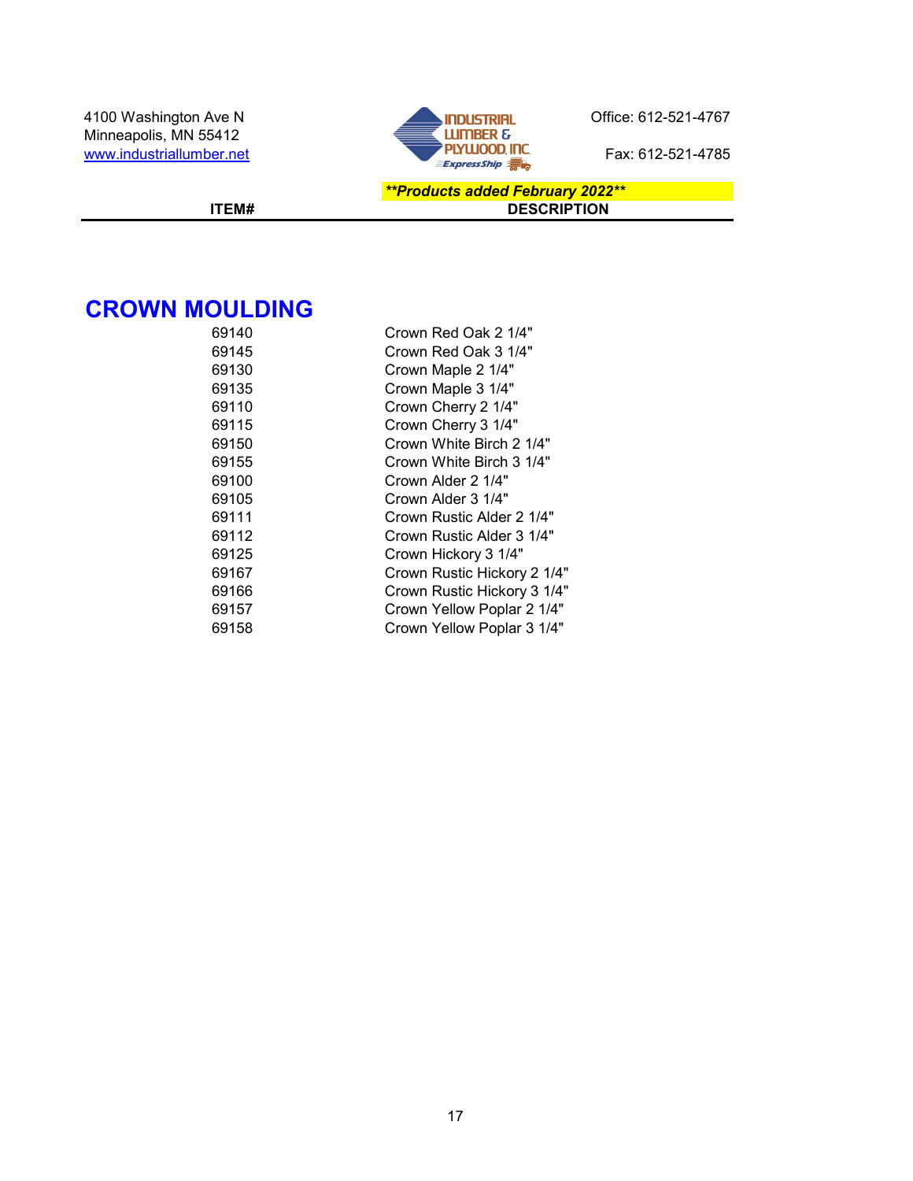4100 Washington Ave N
Minneapolis, MN 55412
www.industriallumber.net

INDUSTRIAL LUMBER & PLYWOOD, INC.
ExpressShip

Office: 612-521-4767

Fax: 612-521-4785

***Products added February 2022***

## CROWN MOULDING

| ITEM# | DESCRIPTION |
|---|---|
| 69140 | Crown Red Oak 2 1/4" |
| 69145 | Crown Red Oak 3 1/4" |
| 69130 | Crown Maple 2 1/4" |
| 69135 | Crown Maple 3 1/4" |
| 69110 | Crown Cherry 2 1/4" |
| 69115 | Crown Cherry 3 1/4" |
| 69150 | Crown White Birch 2 1/4" |
| 69155 | Crown White Birch 3 1/4" |
| 69100 | Crown Alder 2 1/4" |
| 69105 | Crown Alder 3 1/4" |
| 69111 | Crown Rustic Alder 2 1/4" |
| 69112 | Crown Rustic Alder 3 1/4" |
| 69125 | Crown Hickory 3 1/4" |
| 69167 | Crown Rustic Hickory 2 1/4" |
| 69166 | Crown Rustic Hickory 3 1/4" |
| 69157 | Crown Yellow Poplar 2 1/4" |
| 69158 | Crown Yellow Poplar 3 1/4" |